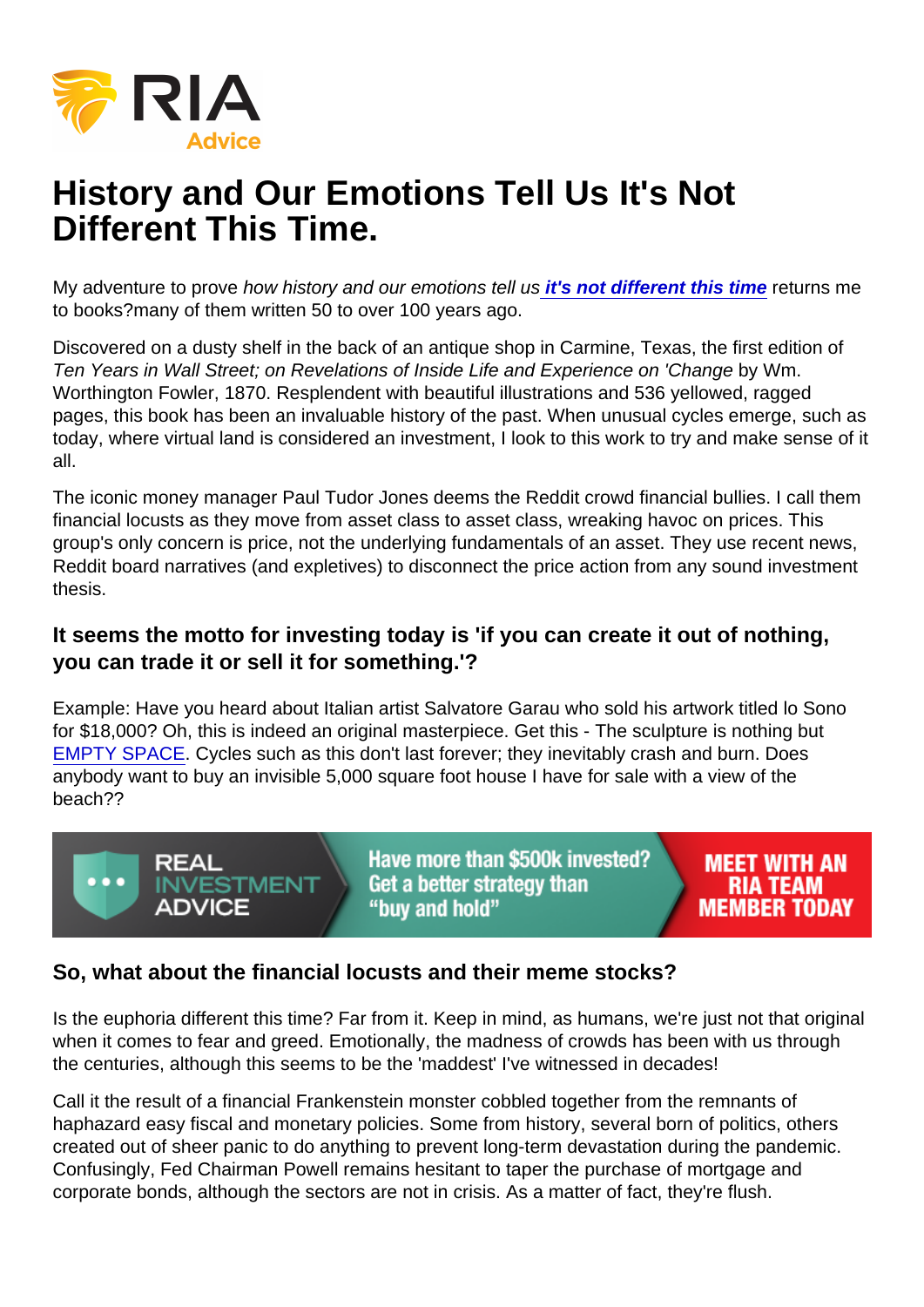# History and Our Emotions Tell Us It's Not Different This Time.

My adventure to prove *how history and our emotions tell us* ***it's not different this time*** returns me to books?many of them written 50 to over 100 years ago.

Discovered on a dusty shelf in the back of an antique shop in Carmine, Texas, the first edition of *Ten Years in Wall Street; on Revelations of Inside Life and Experience on 'Change* by Wm. Worthington Fowler, 1870. Resplendent with beautiful illustrations and 536 yellowed, ragged pages, this book has been an invaluable history of the past. When unusual cycles emerge, such as today, where virtual land is considered an investment, I look to this work to try and make sense of it all.

The iconic money manager Paul Tudor Jones deems the Reddit crowd financial bullies. I call them financial locusts as they move from asset class to asset class, wreaking havoc on prices. This group's only concern is price, not the underlying fundamentals of an asset. They use recent news, Reddit board narratives (and expletives) to disconnect the price action from any sound investment thesis.

### It seems the motto for investing today is 'if you can create it out of nothing, you can trade it or sell it for something.'?

Example: Have you heard about Italian artist Salvatore Garau who sold his artwork titled Io Sono for $18,000? Oh, this is indeed an original masterpiece. Get this - The sculpture is nothing but EMPTY SPACE. Cycles such as this don't last forever; they inevitably crash and burn. Does anybody want to buy an invisible 5,000 square foot house I have for sale with a view of the beach??

REAL INVESTMENT ADVICE — Have more than $500k invested? Get a better strategy than "buy and hold" — MEET WITH AN RIA TEAM MEMBER TODAY

### So, what about the financial locusts and their meme stocks?

Is the euphoria different this time? Far from it. Keep in mind, as humans, we're just not that original when it comes to fear and greed. Emotionally, the madness of crowds has been with us through the centuries, although this seems to be the 'maddest' I've witnessed in decades!

Call it the result of a financial Frankenstein monster cobbled together from the remnants of haphazard easy fiscal and monetary policies. Some from history, several born of politics, others created out of sheer panic to do anything to prevent long-term devastation during the pandemic. Confusingly, Fed Chairman Powell remains hesitant to taper the purchase of mortgage and corporate bonds, although the sectors are not in crisis. As a matter of fact, they're flush.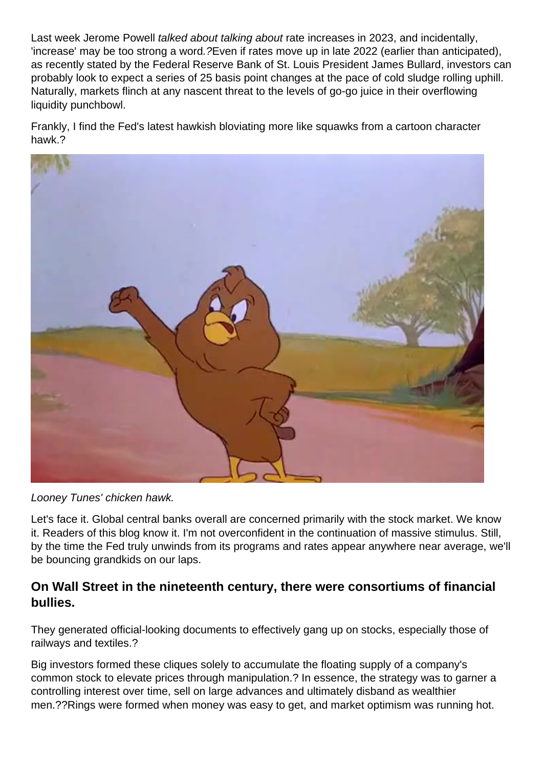Last week Jerome Powell *talked about talking about* rate increases in 2023, and incidentally, 'increase' may be too strong a word.?Even if rates move up in late 2022 (earlier than anticipated), as recently stated by the Federal Reserve Bank of St. Louis President James Bullard, investors can probably look to expect a series of 25 basis point changes at the pace of cold sludge rolling uphill. Naturally, markets flinch at any nascent threat to the levels of go-go juice in their overflowing liquidity punchbowl.

Frankly, I find the Fed's latest hawkish bloviating more like squawks from a cartoon character hawk.?

*Looney Tunes' chicken hawk.*

Let's face it. Global central banks overall are concerned primarily with the stock market. We know it. Readers of this blog know it. I'm not overconfident in the continuation of massive stimulus. Still, by the time the Fed truly unwinds from its programs and rates appear anywhere near average, we'll be bouncing grandkids on our laps.

### On Wall Street in the nineteenth century, there were consortiums of financial bullies.

They generated official-looking documents to effectively gang up on stocks, especially those of railways and textiles.?

Big investors formed these cliques solely to accumulate the floating supply of a company's common stock to elevate prices through manipulation.? In essence, the strategy was to garner a controlling interest over time, sell on large advances and ultimately disband as wealthier men.??Rings were formed when money was easy to get, and market optimism was running hot.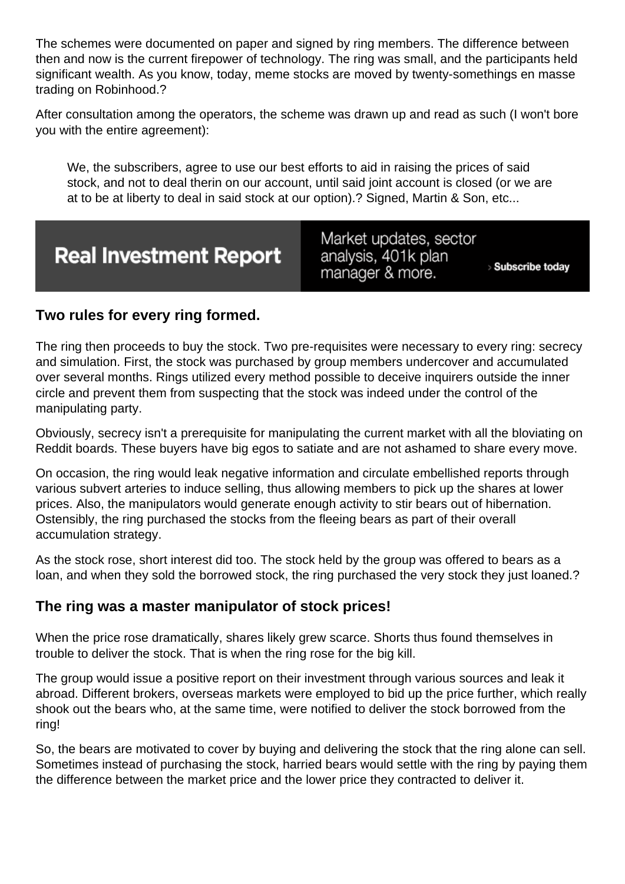The schemes were documented on paper and signed by ring members. The difference between then and now is the current firepower of technology. The ring was small, and the participants held significant wealth. As you know, today, meme stocks are moved by twenty-somethings en masse trading on Robinhood.?

After consultation among the operators, the scheme was drawn up and read as such (I won't bore you with the entire agreement):

> We, the subscribers, agree to use our best efforts to aid in raising the prices of said stock, and not to deal therin on our account, until said joint account is closed (or we are at to be at liberty to deal in said stock at our option).? Signed, Martin & Son, etc...

**Real Investment Report** — Market updates, sector analysis, 401k plan manager & more. › Subscribe today

### Two rules for every ring formed.

The ring then proceeds to buy the stock. Two pre-requisites were necessary to every ring: secrecy and simulation. First, the stock was purchased by group members undercover and accumulated over several months. Rings utilized every method possible to deceive inquirers outside the inner circle and prevent them from suspecting that the stock was indeed under the control of the manipulating party.

Obviously, secrecy isn't a prerequisite for manipulating the current market with all the bloviating on Reddit boards. These buyers have big egos to satiate and are not ashamed to share every move.

On occasion, the ring would leak negative information and circulate embellished reports through various subvert arteries to induce selling, thus allowing members to pick up the shares at lower prices. Also, the manipulators would generate enough activity to stir bears out of hibernation. Ostensibly, the ring purchased the stocks from the fleeing bears as part of their overall accumulation strategy.

As the stock rose, short interest did too. The stock held by the group was offered to bears as a loan, and when they sold the borrowed stock, the ring purchased the very stock they just loaned.?

### The ring was a master manipulator of stock prices!

When the price rose dramatically, shares likely grew scarce. Shorts thus found themselves in trouble to deliver the stock. That is when the ring rose for the big kill.

The group would issue a positive report on their investment through various sources and leak it abroad. Different brokers, overseas markets were employed to bid up the price further, which really shook out the bears who, at the same time, were notified to deliver the stock borrowed from the ring!

So, the bears are motivated to cover by buying and delivering the stock that the ring alone can sell. Sometimes instead of purchasing the stock, harried bears would settle with the ring by paying them the difference between the market price and the lower price they contracted to deliver it.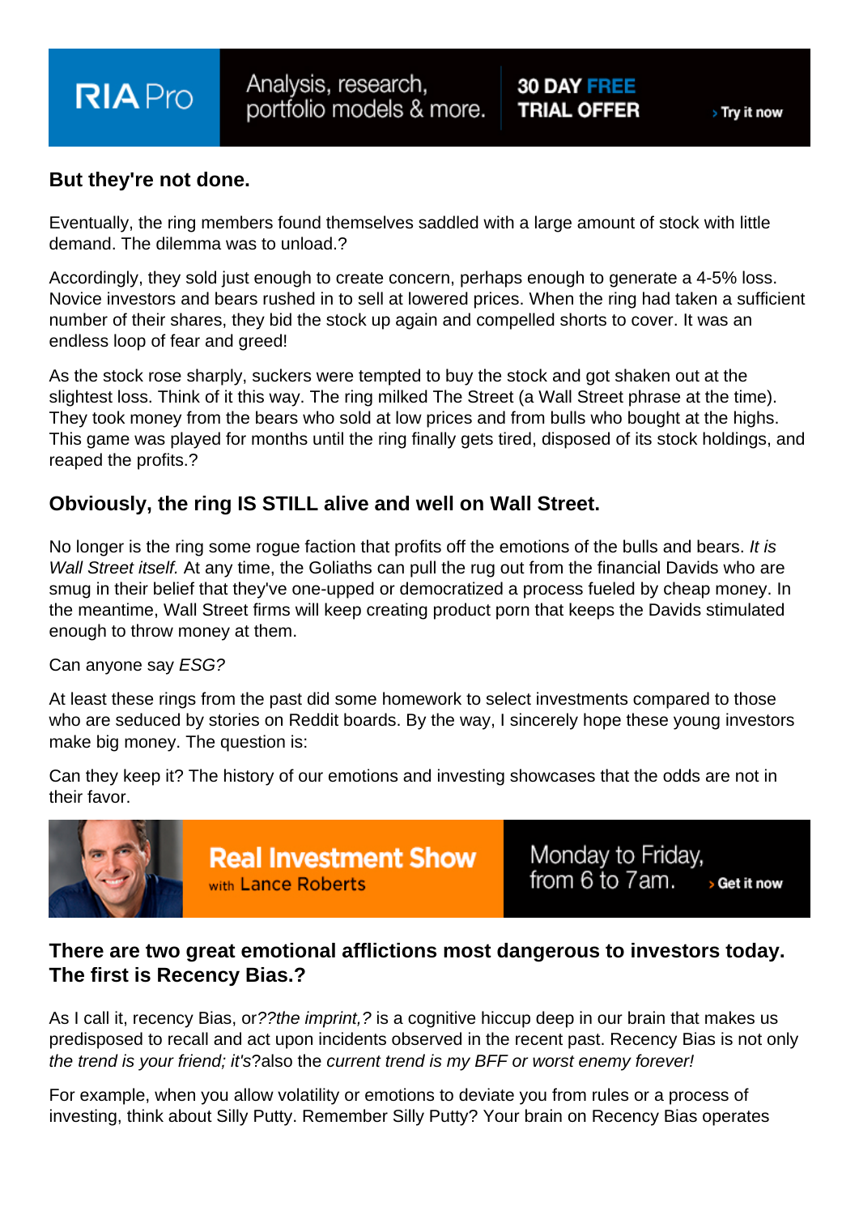## But they're not done.

Eventually, the ring members found themselves saddled with a large amount of stock with little demand. The dilemma was to unload.?

Accordingly, they sold just enough to create concern, perhaps enough to generate a 4-5% loss. Novice investors and bears rushed in to sell at lowered prices. When the ring had taken a sufficient number of their shares, they bid the stock up again and compelled shorts to cover. It was an endless loop of fear and greed!

As the stock rose sharply, suckers were tempted to buy the stock and got shaken out at the slightest loss. Think of it this way. The ring milked The Street (a Wall Street phrase at the time). They took money from the bears who sold at low prices and from bulls who bought at the highs. This game was played for months until the ring finally gets tired, disposed of its stock holdings, and reaped the profits.?

## Obviously, the ring IS STILL alive and well on Wall Street.

No longer is the ring some rogue faction that profits off the emotions of the bulls and bears. *It is Wall Street itself.* At any time, the Goliaths can pull the rug out from the financial Davids who are smug in their belief that they've one-upped or democratized a process fueled by cheap money. In the meantime, Wall Street firms will keep creating product porn that keeps the Davids stimulated enough to throw money at them.

Can anyone say *ESG?*

At least these rings from the past did some homework to select investments compared to those who are seduced by stories on Reddit boards. By the way, I sincerely hope these young investors make big money. The question is:

Can they keep it? The history of our emotions and investing showcases that the odds are not in their favor.

## There are two great emotional afflictions most dangerous to investors today. The first is Recency Bias.?

As I call it, recency Bias, or*??the imprint,?* is a cognitive hiccup deep in our brain that makes us predisposed to recall and act upon incidents observed in the recent past. Recency Bias is not only *the trend is your friend; it's*?also the *current trend is my BFF or worst enemy forever!*

For example, when you allow volatility or emotions to deviate you from rules or a process of investing, think about Silly Putty. Remember Silly Putty? Your brain on Recency Bias operates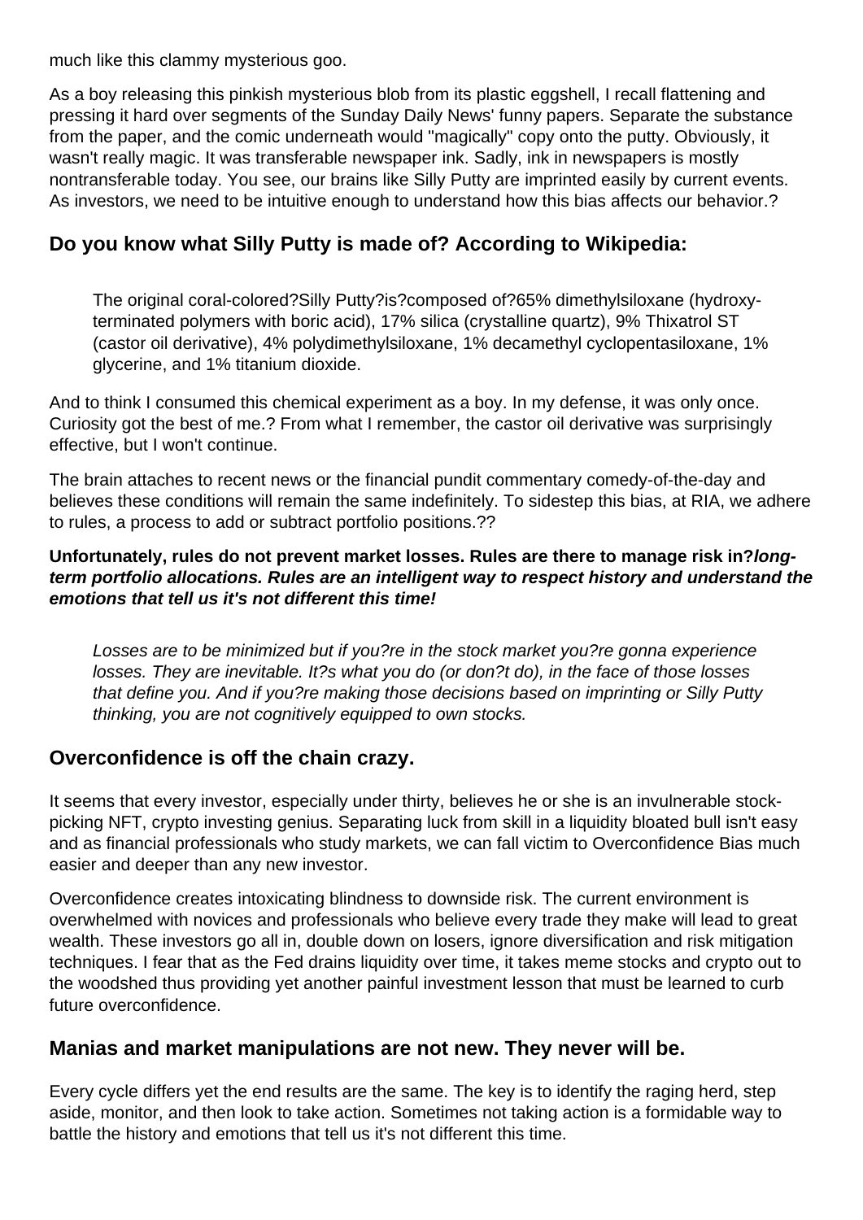much like this clammy mysterious goo.

As a boy releasing this pinkish mysterious blob from its plastic eggshell, I recall flattening and pressing it hard over segments of the Sunday Daily News' funny papers. Separate the substance from the paper, and the comic underneath would "magically" copy onto the putty. Obviously, it wasn't really magic. It was transferable newspaper ink. Sadly, ink in newspapers is mostly nontransferable today. You see, our brains like Silly Putty are imprinted easily by current events. As investors, we need to be intuitive enough to understand how this bias affects our behavior.?

## Do you know what Silly Putty is made of? According to Wikipedia:

> The original coral-colored?Silly Putty?is?composed of?65% dimethylsiloxane (hydroxy-terminated polymers with boric acid), 17% silica (crystalline quartz), 9% Thixatrol ST (castor oil derivative), 4% polydimethylsiloxane, 1% decamethyl cyclopentasiloxane, 1% glycerine, and 1% titanium dioxide.

And to think I consumed this chemical experiment as a boy. In my defense, it was only once. Curiosity got the best of me.? From what I remember, the castor oil derivative was surprisingly effective, but I won't continue.

The brain attaches to recent news or the financial pundit commentary comedy-of-the-day and believes these conditions will remain the same indefinitely. To sidestep this bias, at RIA, we adhere to rules, a process to add or subtract portfolio positions.??

**Unfortunately, rules do not prevent market losses. Rules are there to manage risk in?*long-term portfolio allocations. Rules are an intelligent way to respect history and understand the emotions that tell us it's not different this time!***

> *Losses are to be minimized but if you?re in the stock market you?re gonna experience losses. They are inevitable. It?s what you do (or don?t do), in the face of those losses that define you. And if you?re making those decisions based on imprinting or Silly Putty thinking, you are not cognitively equipped to own stocks.*

## Overconfidence is off the chain crazy.

It seems that every investor, especially under thirty, believes he or she is an invulnerable stock-picking NFT, crypto investing genius. Separating luck from skill in a liquidity bloated bull isn't easy and as financial professionals who study markets, we can fall victim to Overconfidence Bias much easier and deeper than any new investor.

Overconfidence creates intoxicating blindness to downside risk. The current environment is overwhelmed with novices and professionals who believe every trade they make will lead to great wealth. These investors go all in, double down on losers, ignore diversification and risk mitigation techniques. I fear that as the Fed drains liquidity over time, it takes meme stocks and crypto out to the woodshed thus providing yet another painful investment lesson that must be learned to curb future overconfidence.

## Manias and market manipulations are not new. They never will be.

Every cycle differs yet the end results are the same. The key is to identify the raging herd, step aside, monitor, and then look to take action. Sometimes not taking action is a formidable way to battle the history and emotions that tell us it's not different this time.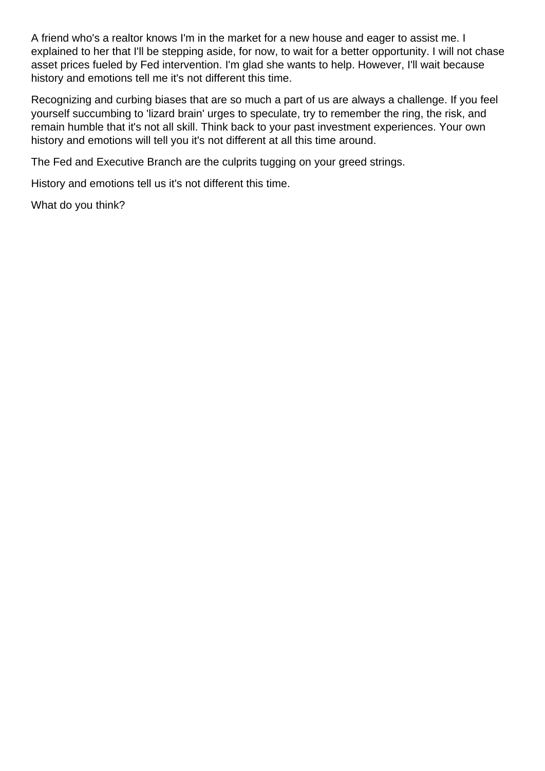A friend who's a realtor knows I'm in the market for a new house and eager to assist me. I explained to her that I'll be stepping aside, for now, to wait for a better opportunity. I will not chase asset prices fueled by Fed intervention. I'm glad she wants to help. However, I'll wait because history and emotions tell me it's not different this time.

Recognizing and curbing biases that are so much a part of us are always a challenge. If you feel yourself succumbing to 'lizard brain' urges to speculate, try to remember the ring, the risk, and remain humble that it's not all skill. Think back to your past investment experiences. Your own history and emotions will tell you it's not different at all this time around.

The Fed and Executive Branch are the culprits tugging on your greed strings.

History and emotions tell us it's not different this time.

What do you think?